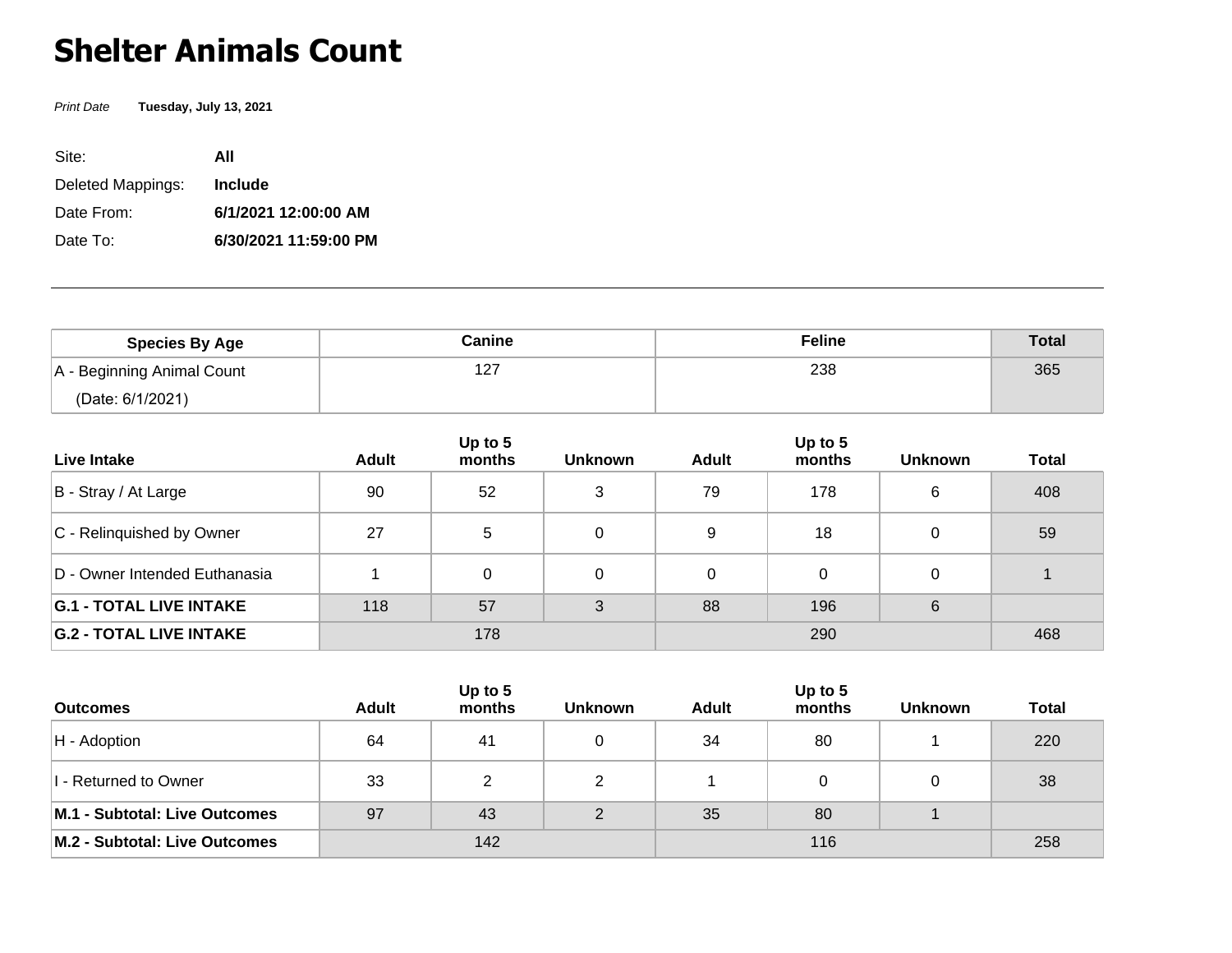# Shelter Animals Count

*Print Date* **Tuesday, July 13, 2021**

| | |
|---|---|
| Site: | **All** |
| Deleted Mappings: | **Include** |
| Date From: | **6/1/2021 12:00:00 AM** |
| Date To: | **6/30/2021 11:59:00 PM** |

---

| Species By Age | Canine | Feline | Total |
|---|---|---|---|
| A - Beginning Animal Count (Date: 6/1/2021) | 127 | 238 | 365 |

| Live Intake | Adult | Up to 5 months | Unknown | Adult | Up to 5 months | Unknown | Total |
|---|---|---|---|---|---|---|---|
| B - Stray / At Large | 90 | 52 | 3 | 79 | 178 | 6 | 408 |
| C - Relinquished by Owner | 27 | 5 | 0 | 9 | 18 | 0 | 59 |
| D - Owner Intended Euthanasia | 1 | 0 | 0 | 0 | 0 | 0 | 1 |
| **G.1 - TOTAL LIVE INTAKE** | 118 | 57 | 3 | 88 | 196 | 6 | |
| **G.2 - TOTAL LIVE INTAKE** | 178 | | | 290 | | | 468 |

| Outcomes | Adult | Up to 5 months | Unknown | Adult | Up to 5 months | Unknown | Total |
|---|---|---|---|---|---|---|---|
| H - Adoption | 64 | 41 | 0 | 34 | 80 | 1 | 220 |
| I - Returned to Owner | 33 | 2 | 2 | 1 | 0 | 0 | 38 |
| **M.1 - Subtotal: Live Outcomes** | 97 | 43 | 2 | 35 | 80 | 1 | |
| **M.2 - Subtotal: Live Outcomes** | 142 | | | 116 | | | 258 |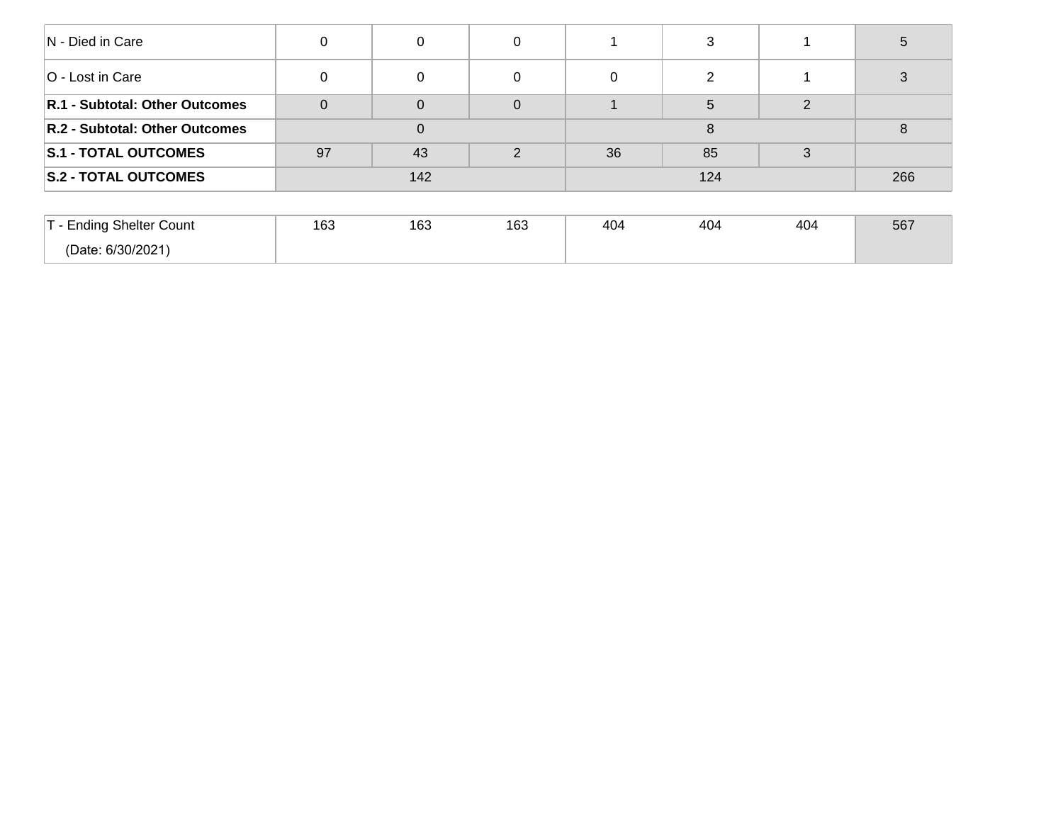| | | | | | | | |
|---|---|---|---|---|---|---|---|
| N - Died in Care | 0 | 0 | 0 | 1 | 3 | 1 | 5 |
| O - Lost in Care | 0 | 0 | 0 | 0 | 2 | 1 | 3 |
| **R.1 - Subtotal: Other Outcomes** | 0 | 0 | 0 | 1 | 5 | 2 | |
| **R.2 - Subtotal: Other Outcomes** | 0 | | | 8 | | | 8 |
| **S.1 - TOTAL OUTCOMES** | 97 | 43 | 2 | 36 | 85 | 3 | |
| **S.2 - TOTAL OUTCOMES** | 142 | | | 124 | | | 266 |

| | | | | | | | |
|---|---|---|---|---|---|---|---|
| T - Ending Shelter Count (Date: 6/30/2021) | 163 | 163 | 163 | 404 | 404 | 404 | 567 |